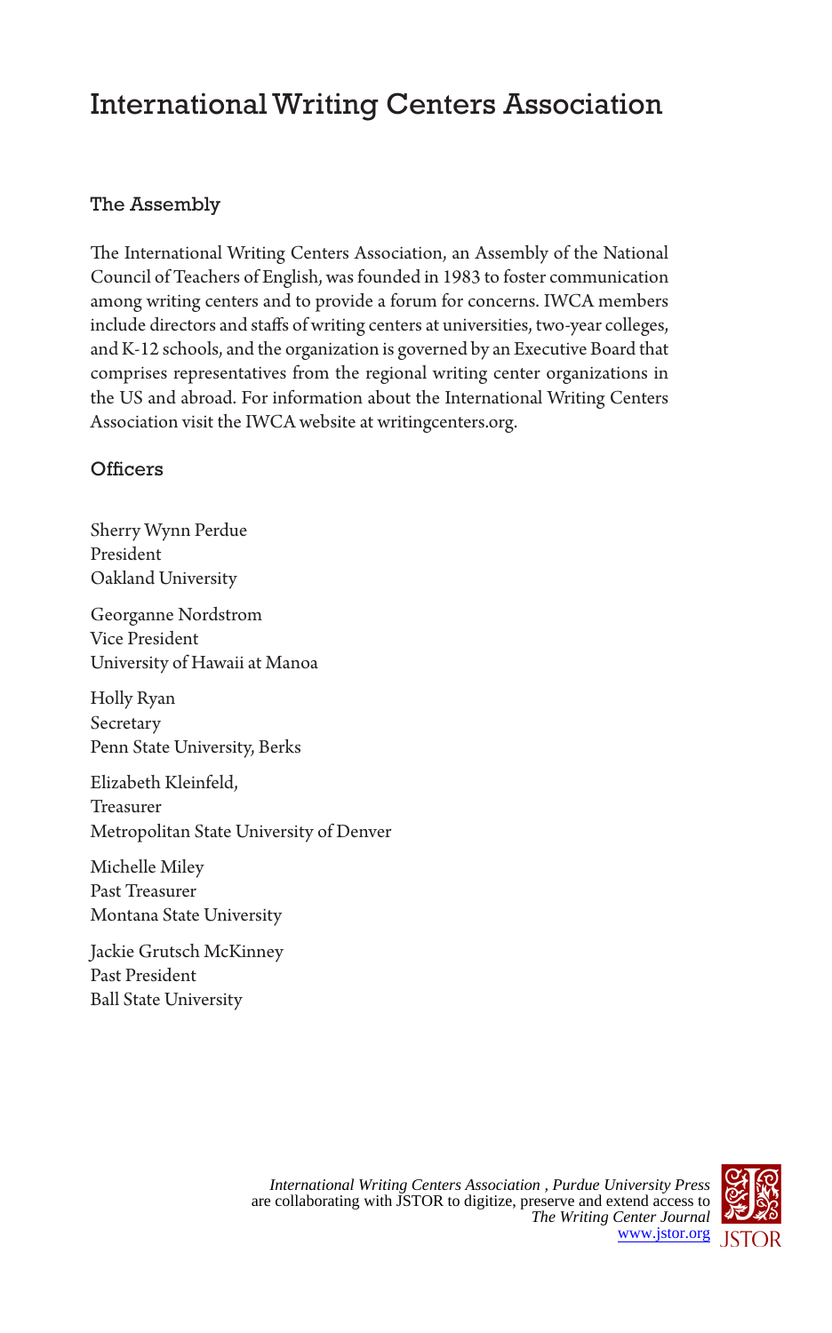# International Writing Centers Association

## The Assembly

The International Writing Centers Association, an Assembly of the National Council of Teachers of English, was founded in 1983 to foster communication among writing centers and to provide a forum for concerns. IWCA members include directors and staffs of writing centers at universities, two-year colleges, and K-12 schools, and the organization is governed by an Executive Board that comprises representatives from the regional writing center organizations in the US and abroad. For information about the International Writing Centers Association visit the IWCA website at writingcenters.org.

## Officers

Sherry Wynn Perdue
President
Oakland University

Georganne Nordstrom
Vice President
University of Hawaii at Manoa

Holly Ryan
Secretary
Penn State University, Berks

Elizabeth Kleinfeld,
Treasurer
Metropolitan State University of Denver

Michelle Miley
Past Treasurer
Montana State University

Jackie Grutsch McKinney
Past President
Ball State University

*International Writing Centers Association* , *Purdue University Press* are collaborating with JSTOR to digitize, preserve and extend access to *The Writing Center Journal*
www.jstor.org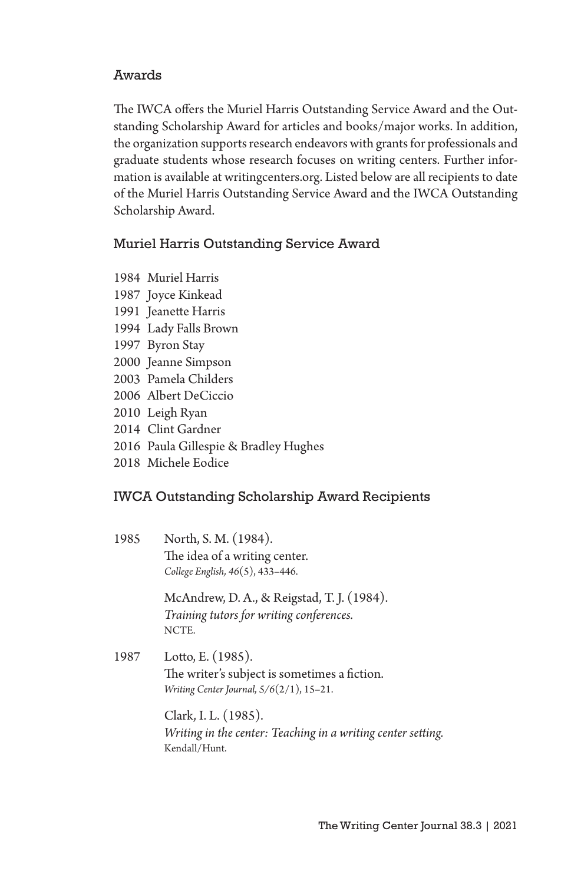## Awards

The IWCA offers the Muriel Harris Outstanding Service Award and the Outstanding Scholarship Award for articles and books/major works. In addition, the organization supports research endeavors with grants for professionals and graduate students whose research focuses on writing centers. Further information is available at writingcenters.org. Listed below are all recipients to date of the Muriel Harris Outstanding Service Award and the IWCA Outstanding Scholarship Award.

### Muriel Harris Outstanding Service Award

1984 Muriel Harris
1987 Joyce Kinkead
1991 Jeanette Harris
1994 Lady Falls Brown
1997 Byron Stay
2000 Jeanne Simpson
2003 Pamela Childers
2006 Albert DeCiccio
2010 Leigh Ryan
2014 Clint Gardner
2016 Paula Gillespie & Bradley Hughes
2018 Michele Eodice

### IWCA Outstanding Scholarship Award Recipients

1985 North, S. M. (1984).
The idea of a writing center.
*College English, 46*(5), 433–446.

McAndrew, D. A., & Reigstad, T. J. (1984).
*Training tutors for writing conferences.*
NCTE.

1987 Lotto, E. (1985).
The writer's subject is sometimes a fiction.
*Writing Center Journal, 5/6*(2/1), 15–21.

Clark, I. L. (1985).
*Writing in the center: Teaching in a writing center setting.*
Kendall/Hunt.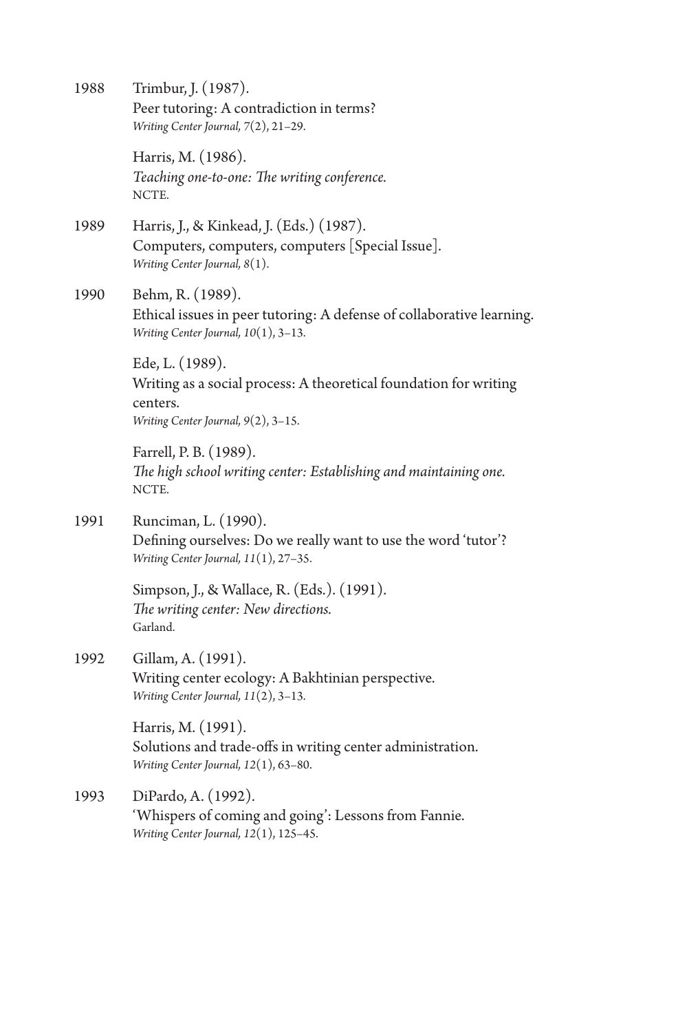1988 Trimbur, J. (1987).
Peer tutoring: A contradiction in terms?
*Writing Center Journal, 7*(2), 21–29.

Harris, M. (1986).
*Teaching one-to-one: The writing conference.*
NCTE.

1989 Harris, J., & Kinkead, J. (Eds.) (1987).
Computers, computers, computers [Special Issue].
*Writing Center Journal, 8*(1).

1990 Behm, R. (1989).
Ethical issues in peer tutoring: A defense of collaborative learning.
*Writing Center Journal, 10*(1), 3–13.

Ede, L. (1989).
Writing as a social process: A theoretical foundation for writing centers.
*Writing Center Journal, 9*(2), 3–15.

Farrell, P. B. (1989).
*The high school writing center: Establishing and maintaining one.*
NCTE.

1991 Runciman, L. (1990).
Defining ourselves: Do we really want to use the word 'tutor'?
*Writing Center Journal, 11*(1), 27–35.

Simpson, J., & Wallace, R. (Eds.). (1991).
*The writing center: New directions.*
Garland.

1992 Gillam, A. (1991).
Writing center ecology: A Bakhtinian perspective.
*Writing Center Journal, 11*(2), 3–13.

Harris, M. (1991).
Solutions and trade-offs in writing center administration.
*Writing Center Journal, 12*(1), 63–80.

1993 DiPardo, A. (1992).
'Whispers of coming and going': Lessons from Fannie.
*Writing Center Journal, 12*(1), 125–45.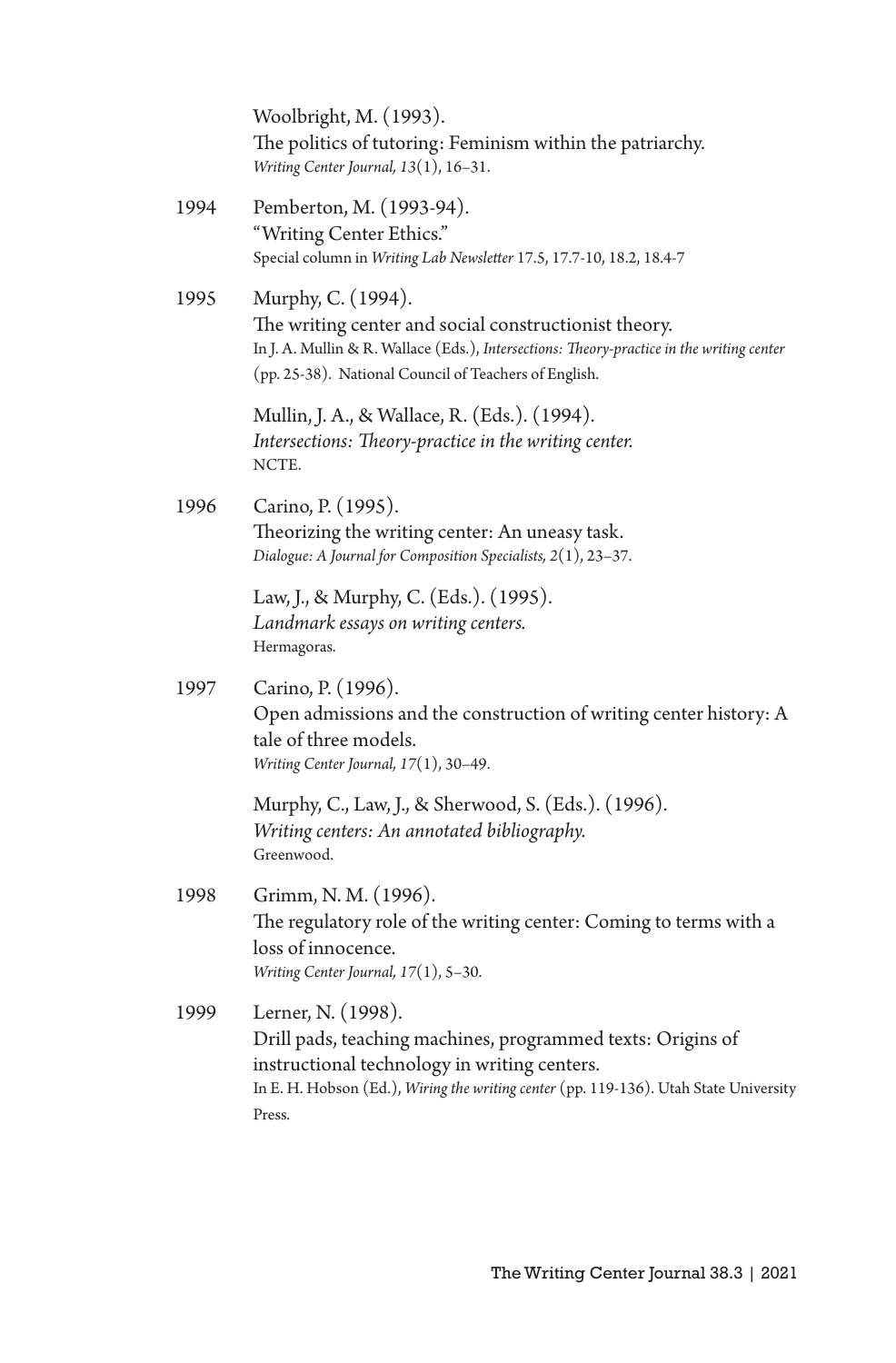Woolbright, M. (1993).
The politics of tutoring: Feminism within the patriarchy.
*Writing Center Journal, 13*(1), 16–31.

1994 Pemberton, M. (1993-94).
"Writing Center Ethics."
Special column in *Writing Lab Newsletter* 17.5, 17.7-10, 18.2, 18.4-7

1995 Murphy, C. (1994).
The writing center and social constructionist theory.
In J. A. Mullin & R. Wallace (Eds.), *Intersections: Theory-practice in the writing center* (pp. 25-38). National Council of Teachers of English.

Mullin, J. A., & Wallace, R. (Eds.). (1994).
*Intersections: Theory-practice in the writing center.*
NCTE.

1996 Carino, P. (1995).
Theorizing the writing center: An uneasy task.
*Dialogue: A Journal for Composition Specialists, 2*(1), 23–37.

Law, J., & Murphy, C. (Eds.). (1995).
*Landmark essays on writing centers.*
Hermagoras.

1997 Carino, P. (1996).
Open admissions and the construction of writing center history: A tale of three models.
*Writing Center Journal, 17*(1), 30–49.

Murphy, C., Law, J., & Sherwood, S. (Eds.). (1996).
*Writing centers: An annotated bibliography.*
Greenwood.

1998 Grimm, N. M. (1996).
The regulatory role of the writing center: Coming to terms with a loss of innocence.
*Writing Center Journal, 17*(1), 5–30.

1999 Lerner, N. (1998).
Drill pads, teaching machines, programmed texts: Origins of instructional technology in writing centers.
In E. H. Hobson (Ed.), *Wiring the writing center* (pp. 119-136). Utah State University Press.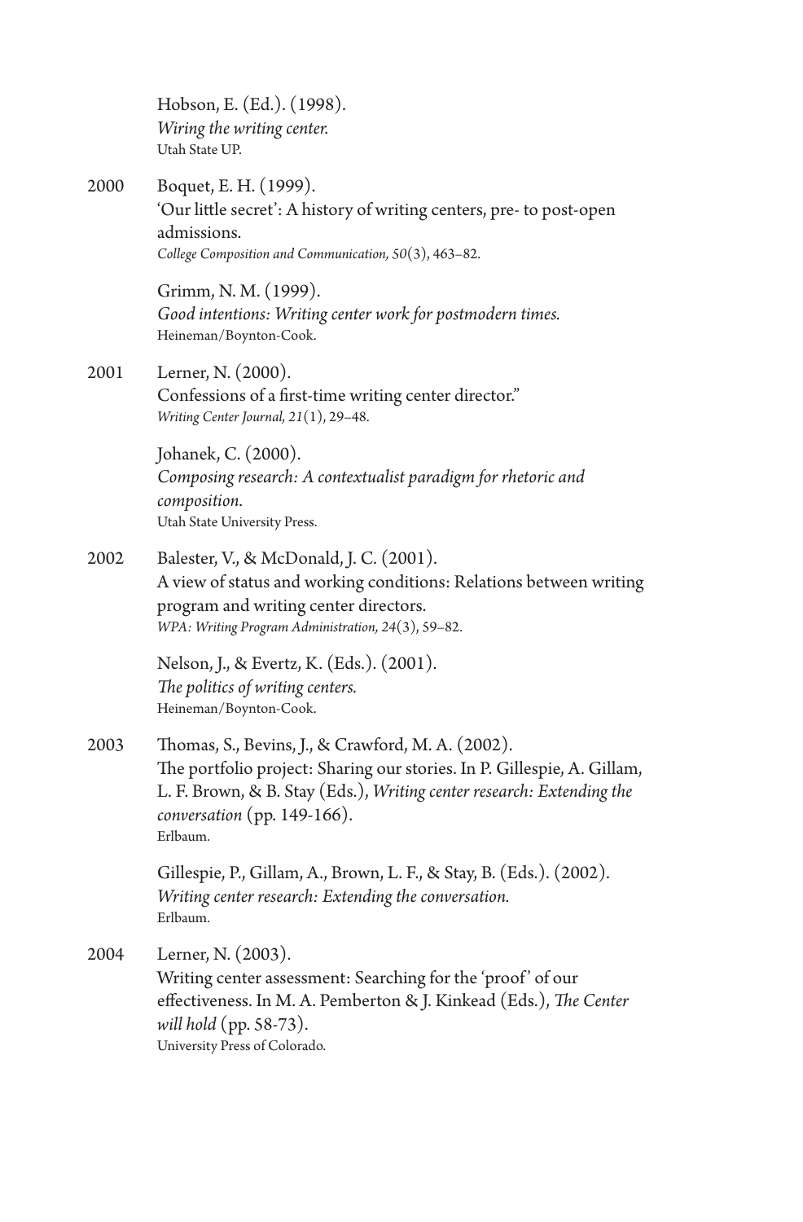Hobson, E. (Ed.). (1998).
*Wiring the writing center.*
Utah State UP.

2000 Boquet, E. H. (1999).
'Our little secret': A history of writing centers, pre- to post-open admissions.
*College Composition and Communication, 50*(3), 463–82.

Grimm, N. M. (1999).
*Good intentions: Writing center work for postmodern times.*
Heineman/Boynton-Cook.

2001 Lerner, N. (2000).
Confessions of a first-time writing center director."
*Writing Center Journal, 21*(1), 29–48.

Johanek, C. (2000).
*Composing research: A contextualist paradigm for rhetoric and composition.*
Utah State University Press.

2002 Balester, V., & McDonald, J. C. (2001).
A view of status and working conditions: Relations between writing program and writing center directors.
*WPA: Writing Program Administration, 24*(3), 59–82.

Nelson, J., & Evertz, K. (Eds.). (2001).
*The politics of writing centers.*
Heineman/Boynton-Cook.

2003 Thomas, S., Bevins, J., & Crawford, M. A. (2002).
The portfolio project: Sharing our stories. In P. Gillespie, A. Gillam, L. F. Brown, & B. Stay (Eds.), *Writing center research: Extending the conversation* (pp. 149-166).
Erlbaum.

Gillespie, P., Gillam, A., Brown, L. F., & Stay, B. (Eds.). (2002).
*Writing center research: Extending the conversation.*
Erlbaum.

2004 Lerner, N. (2003).
Writing center assessment: Searching for the 'proof' of our effectiveness. In M. A. Pemberton & J. Kinkead (Eds.), *The Center will hold* (pp. 58-73).
University Press of Colorado.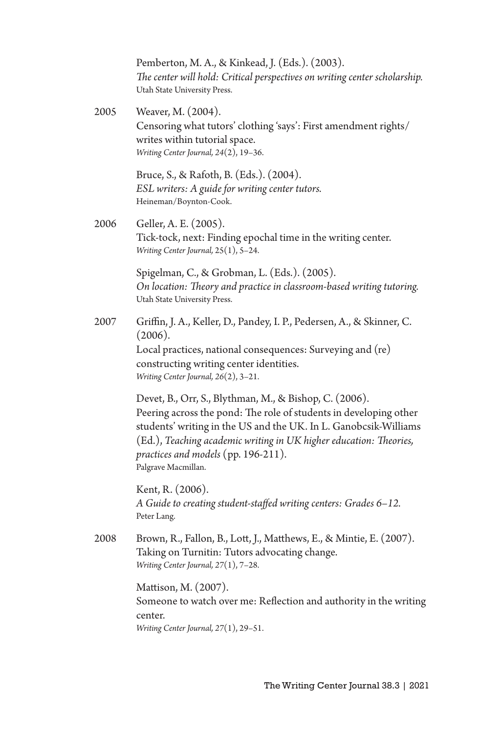Pemberton, M. A., & Kinkead, J. (Eds.). (2003).
*The center will hold: Critical perspectives on writing center scholarship.*
Utah State University Press.

2005 Weaver, M. (2004).
Censoring what tutors' clothing 'says': First amendment rights/writes within tutorial space.
*Writing Center Journal, 24*(2), 19–36.

Bruce, S., & Rafoth, B. (Eds.). (2004).
*ESL writers: A guide for writing center tutors.*
Heineman/Boynton-Cook.

2006 Geller, A. E. (2005).
Tick-tock, next: Finding epochal time in the writing center.
*Writing Center Journal,* 25(1), 5–24.

Spigelman, C., & Grobman, L. (Eds.). (2005).
*On location: Theory and practice in classroom-based writing tutoring.*
Utah State University Press.

2007 Griffin, J. A., Keller, D., Pandey, I. P., Pedersen, A., & Skinner, C. (2006).
Local practices, national consequences: Surveying and (re) constructing writing center identities.
*Writing Center Journal, 26*(2), 3–21.

Devet, B., Orr, S., Blythman, M., & Bishop, C. (2006).
Peering across the pond: The role of students in developing other students' writing in the US and the UK. In L. Ganobcsik-Williams (Ed.), *Teaching academic writing in UK higher education: Theories, practices and models* (pp. 196-211).
Palgrave Macmillan.

Kent, R. (2006).
*A Guide to creating student-staffed writing centers: Grades 6–12.*
Peter Lang.

2008 Brown, R., Fallon, B., Lott, J., Matthews, E., & Mintie, E. (2007).
Taking on Turnitin: Tutors advocating change.
*Writing Center Journal, 27*(1), 7–28.

Mattison, M. (2007).
Someone to watch over me: Reflection and authority in the writing center.
*Writing Center Journal, 27*(1), 29–51.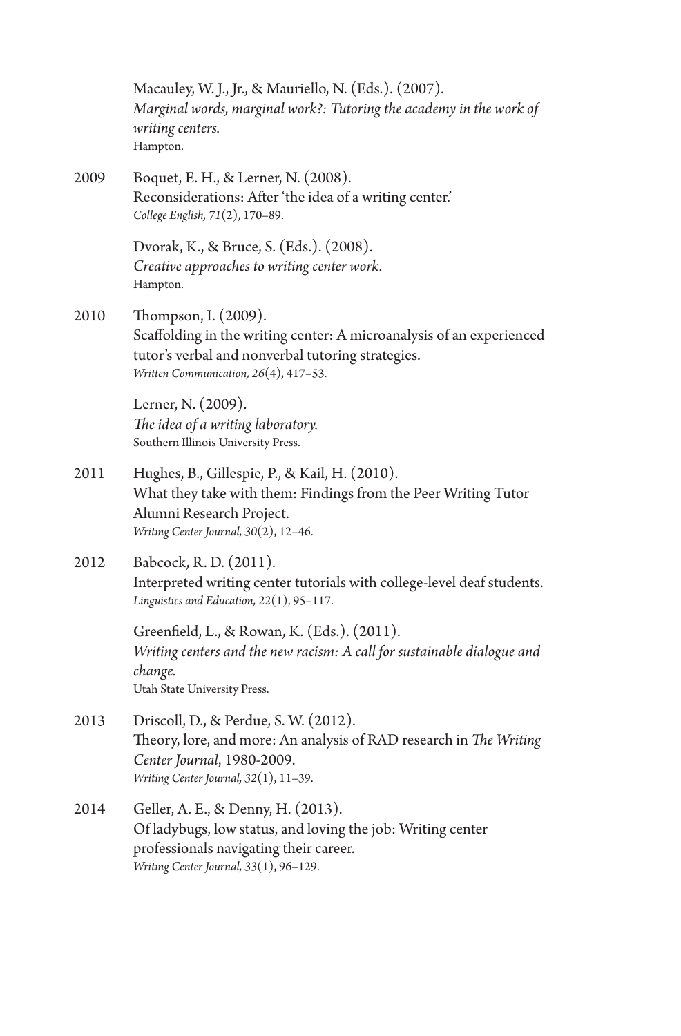Macauley, W. J., Jr., & Mauriello, N. (Eds.). (2007).
*Marginal words, marginal work?: Tutoring the academy in the work of writing centers.*
Hampton.

2009 Boquet, E. H., & Lerner, N. (2008).
Reconsiderations: After 'the idea of a writing center.'
*College English, 71*(2), 170–89.

Dvorak, K., & Bruce, S. (Eds.). (2008).
*Creative approaches to writing center work.*
Hampton.

2010 Thompson, I. (2009).
Scaffolding in the writing center: A microanalysis of an experienced tutor's verbal and nonverbal tutoring strategies.
*Written Communication, 26*(4), 417–53.

Lerner, N. (2009).
*The idea of a writing laboratory.*
Southern Illinois University Press.

2011 Hughes, B., Gillespie, P., & Kail, H. (2010).
What they take with them: Findings from the Peer Writing Tutor Alumni Research Project.
*Writing Center Journal, 30*(2), 12–46.

2012 Babcock, R. D. (2011).
Interpreted writing center tutorials with college-level deaf students.
*Linguistics and Education, 22*(1), 95–117.

Greenfield, L., & Rowan, K. (Eds.). (2011).
*Writing centers and the new racism: A call for sustainable dialogue and change.*
Utah State University Press.

2013 Driscoll, D., & Perdue, S. W. (2012).
Theory, lore, and more: An analysis of RAD research in *The Writing Center Journal*, 1980-2009.
*Writing Center Journal, 32*(1), 11–39.

2014 Geller, A. E., & Denny, H. (2013).
Of ladybugs, low status, and loving the job: Writing center professionals navigating their career.
*Writing Center Journal, 33*(1), 96–129.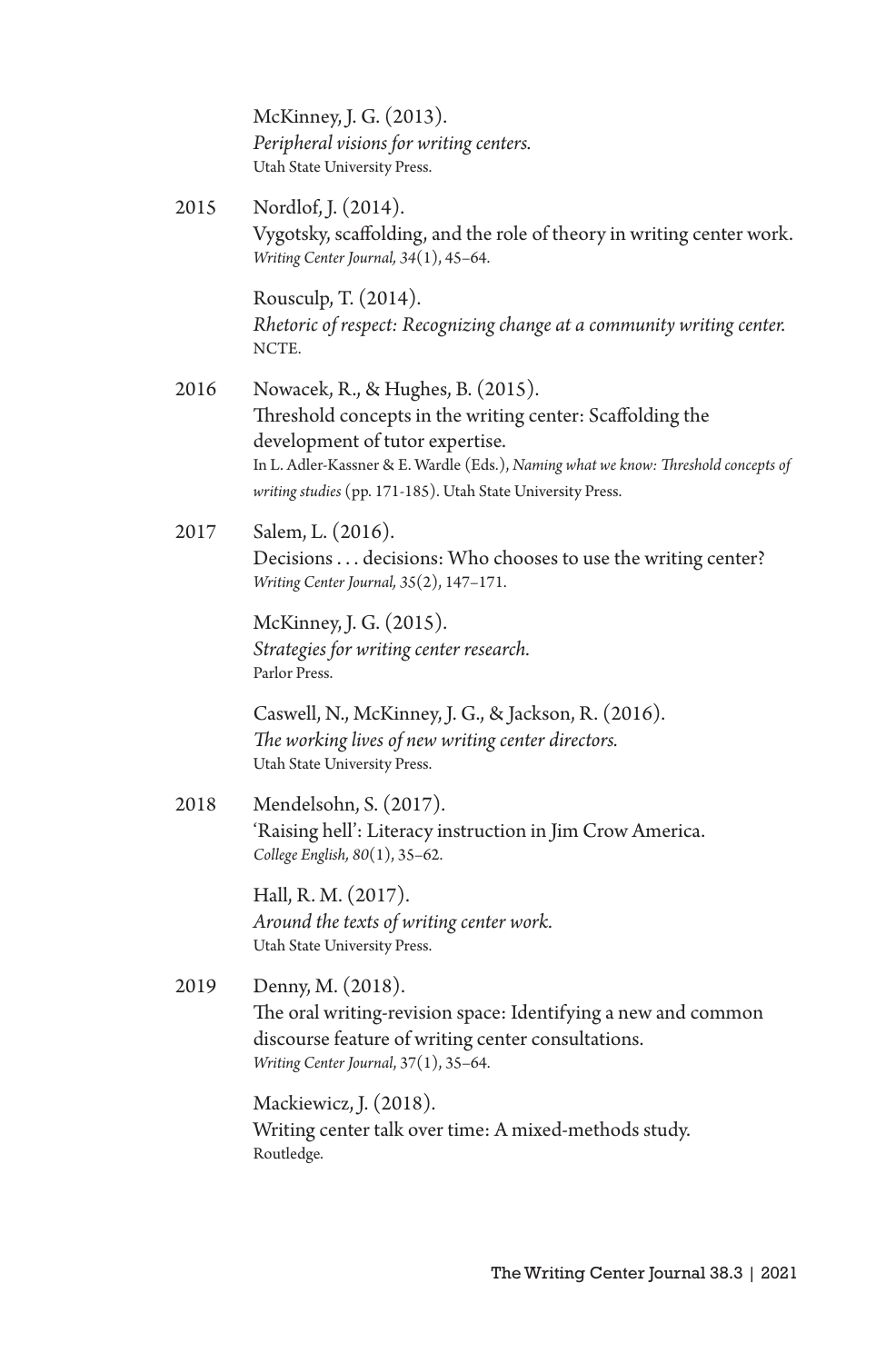McKinney, J. G. (2013).
*Peripheral visions for writing centers.*
Utah State University Press.

2015 Nordlof, J. (2014).
Vygotsky, scaffolding, and the role of theory in writing center work.
*Writing Center Journal, 34*(1), 45–64.

Rousculp, T. (2014).
*Rhetoric of respect: Recognizing change at a community writing center.*
NCTE.

2016 Nowacek, R., & Hughes, B. (2015).
Threshold concepts in the writing center: Scaffolding the development of tutor expertise.
In L. Adler-Kassner & E. Wardle (Eds.), *Naming what we know: Threshold concepts of writing studies* (pp. 171-185). Utah State University Press.

2017 Salem, L. (2016).
Decisions . . . decisions: Who chooses to use the writing center?
*Writing Center Journal, 35*(2), 147–171.

McKinney, J. G. (2015).
*Strategies for writing center research.*
Parlor Press.

Caswell, N., McKinney, J. G., & Jackson, R. (2016).
*The working lives of new writing center directors.*
Utah State University Press.

2018 Mendelsohn, S. (2017).
'Raising hell': Literacy instruction in Jim Crow America.
*College English, 80*(1), 35–62.

Hall, R. M. (2017).
*Around the texts of writing center work.*
Utah State University Press.

2019 Denny, M. (2018).
The oral writing-revision space: Identifying a new and common discourse feature of writing center consultations.
*Writing Center Journal*, 37(1), 35–64.

Mackiewicz, J. (2018).
Writing center talk over time: A mixed-methods study.
Routledge.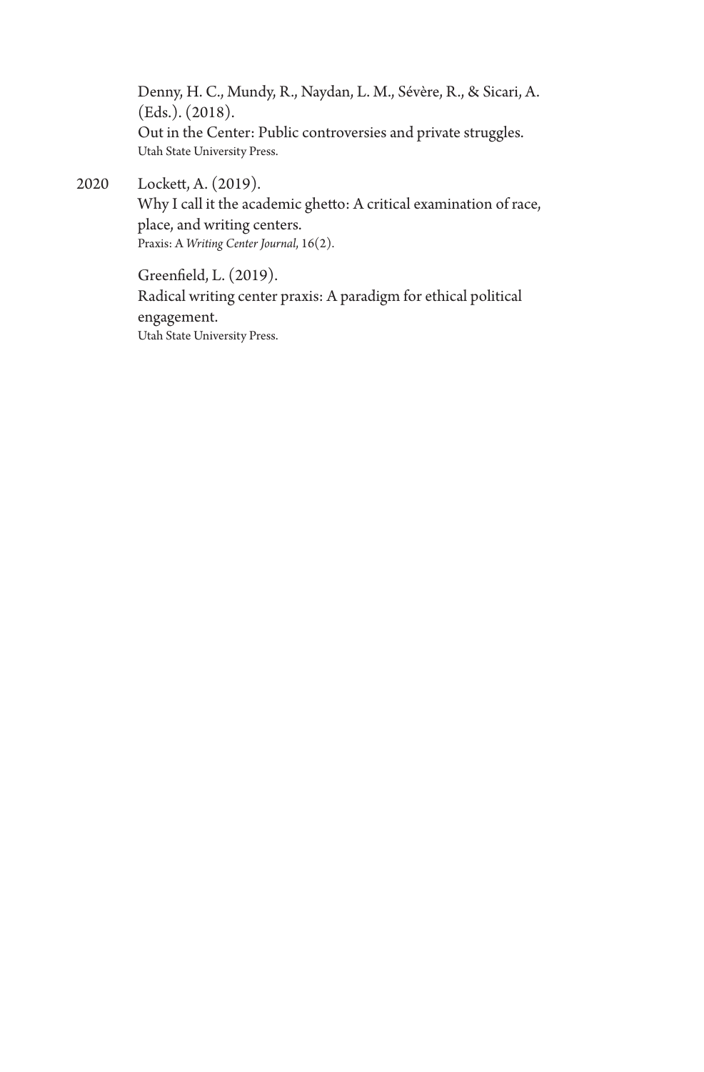Denny, H. C., Mundy, R., Naydan, L. M., Sévère, R., & Sicari, A. (Eds.). (2018).
Out in the Center: Public controversies and private struggles.
Utah State University Press.

2020 Lockett, A. (2019).
Why I call it the academic ghetto: A critical examination of race, place, and writing centers.
Praxis: A *Writing Center Journal*, 16(2).

Greenfield, L. (2019).
Radical writing center praxis: A paradigm for ethical political engagement.
Utah State University Press.